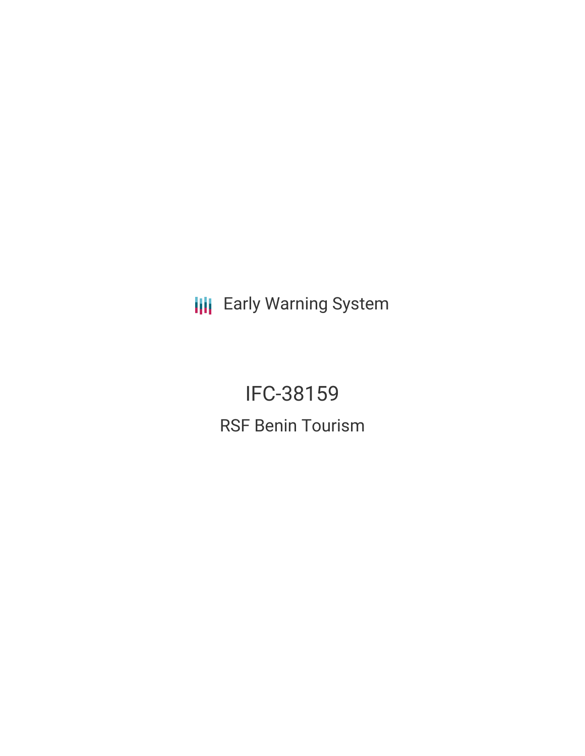Early Warning System

# IFC-38159

## RSF Benin Tourism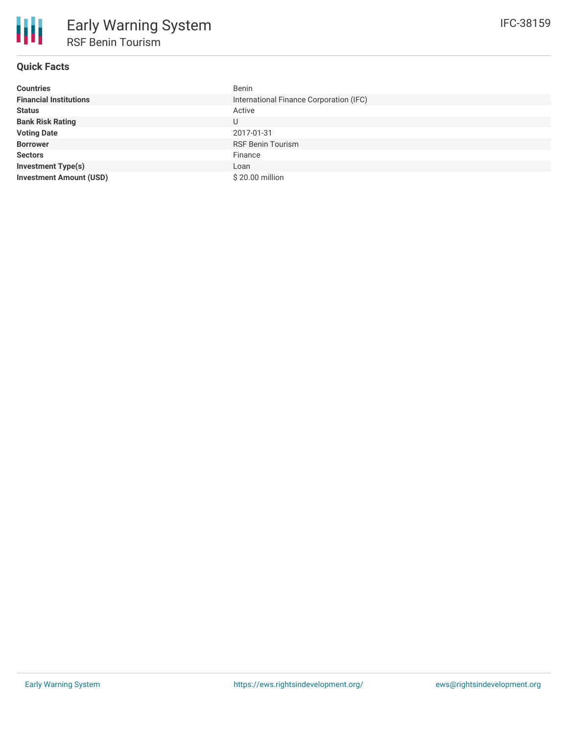# Early Warning System

## RSF Benin Tourism

IFC-38159

### Quick Facts

| | |
|---|---|
| **Countries** | Benin |
| **Financial Institutions** | International Finance Corporation (IFC) |
| **Status** | Active |
| **Bank Risk Rating** | U |
| **Voting Date** | 2017-01-31 |
| **Borrower** | RSF Benin Tourism |
| **Sectors** | Finance |
| **Investment Type(s)** | Loan |
| **Investment Amount (USD)** | $ 20.00 million |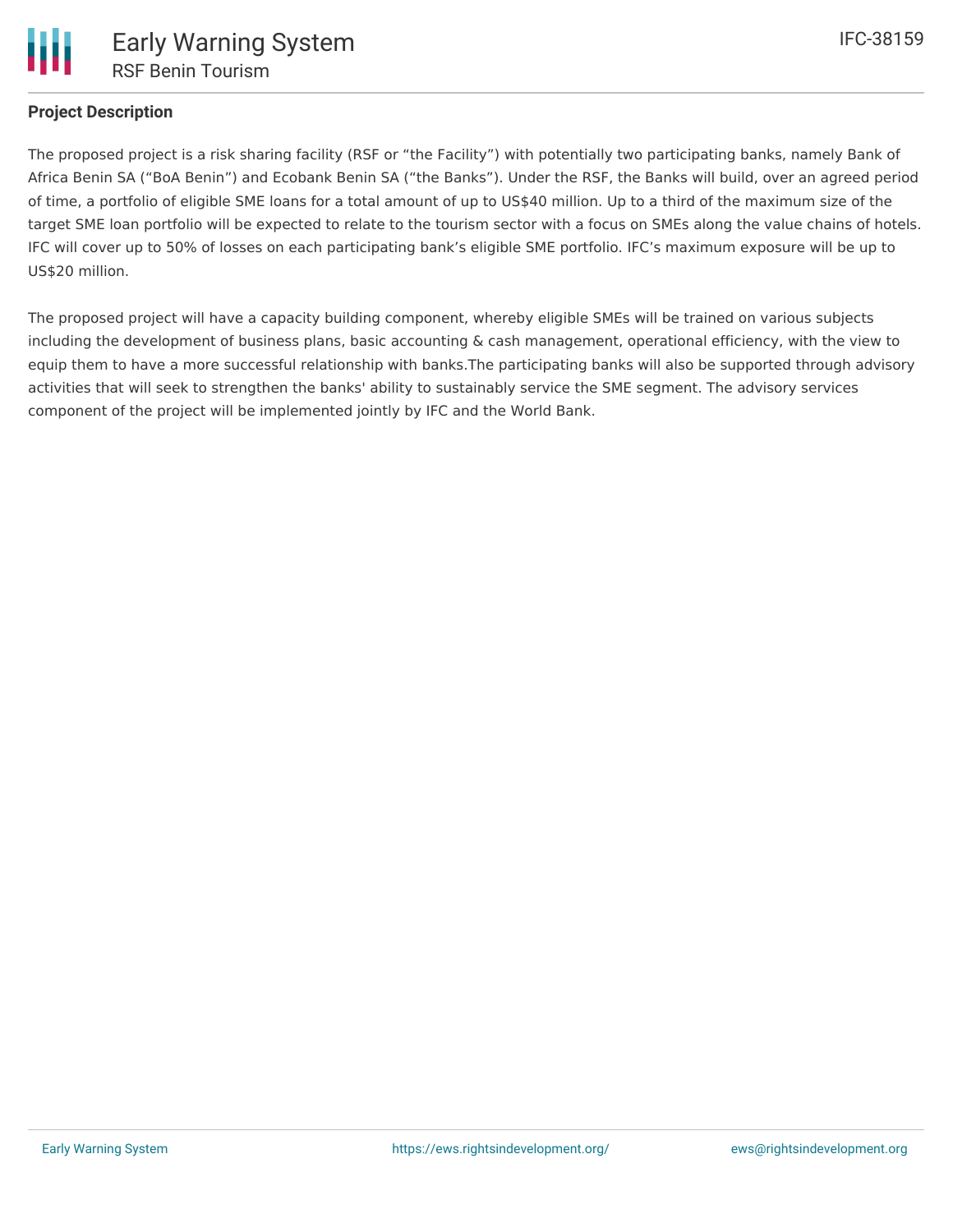## Project Description

The proposed project is a risk sharing facility (RSF or “the Facility”) with potentially two participating banks, namely Bank of Africa Benin SA (“BoA Benin”) and Ecobank Benin SA (“the Banks”). Under the RSF, the Banks will build, over an agreed period of time, a portfolio of eligible SME loans for a total amount of up to US$40 million. Up to a third of the maximum size of the target SME loan portfolio will be expected to relate to the tourism sector with a focus on SMEs along the value chains of hotels. IFC will cover up to 50% of losses on each participating bank’s eligible SME portfolio. IFC’s maximum exposure will be up to US$20 million.

The proposed project will have a capacity building component, whereby eligible SMEs will be trained on various subjects including the development of business plans, basic accounting & cash management, operational efficiency, with the view to equip them to have a more successful relationship with banks.The participating banks will also be supported through advisory activities that will seek to strengthen the banks' ability to sustainably service the SME segment. The advisory services component of the project will be implemented jointly by IFC and the World Bank.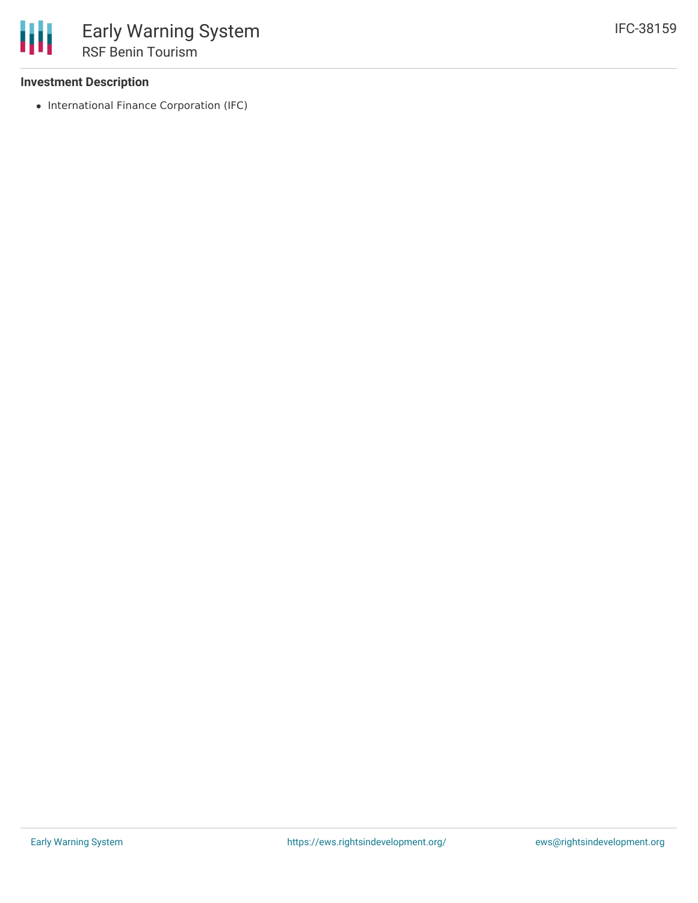### Investment Description

- International Finance Corporation (IFC)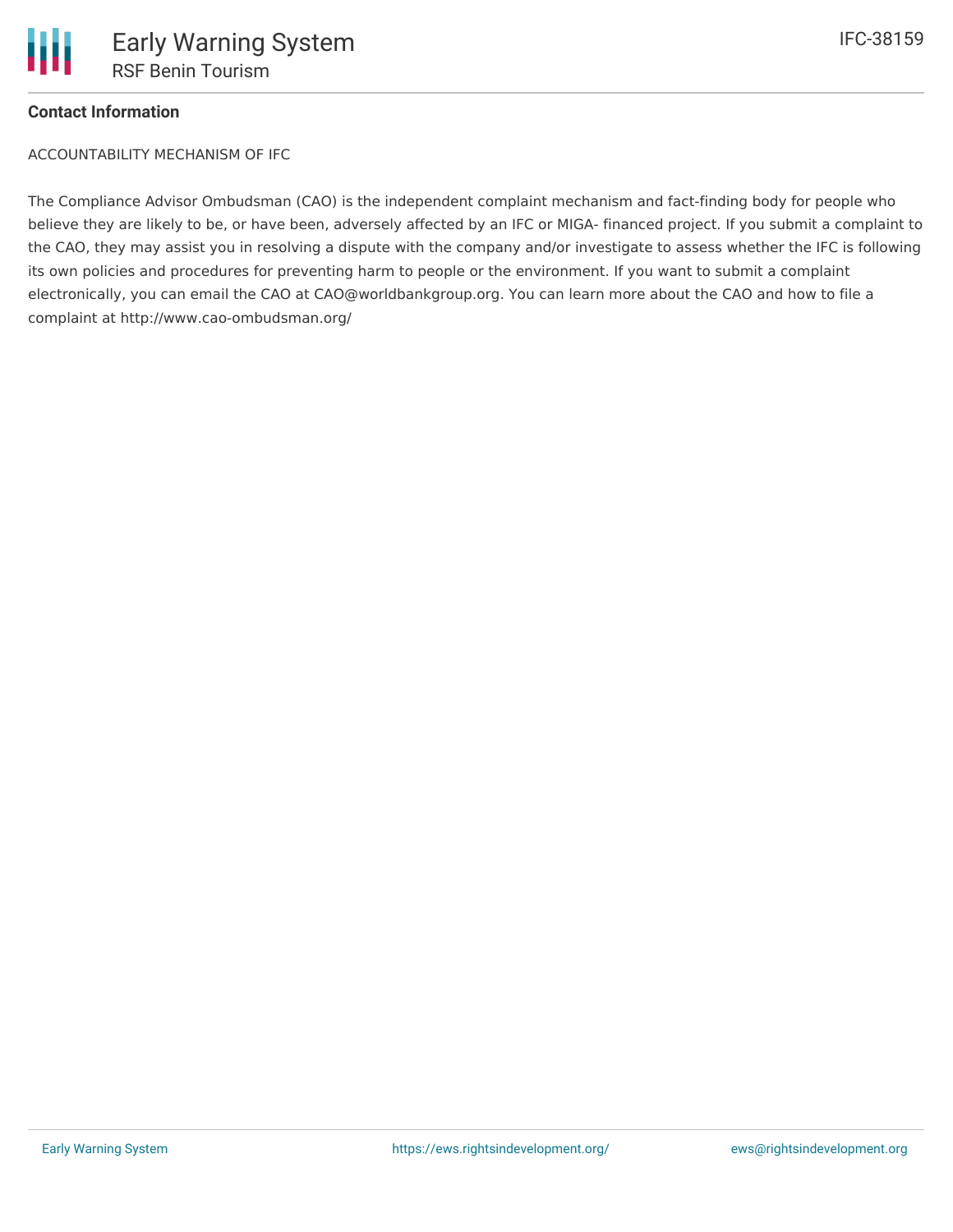**Contact Information**

ACCOUNTABILITY MECHANISM OF IFC

The Compliance Advisor Ombudsman (CAO) is the independent complaint mechanism and fact-finding body for people who believe they are likely to be, or have been, adversely affected by an IFC or MIGA- financed project. If you submit a complaint to the CAO, they may assist you in resolving a dispute with the company and/or investigate to assess whether the IFC is following its own policies and procedures for preventing harm to people or the environment. If you want to submit a complaint electronically, you can email the CAO at CAO@worldbankgroup.org. You can learn more about the CAO and how to file a complaint at http://www.cao-ombudsman.org/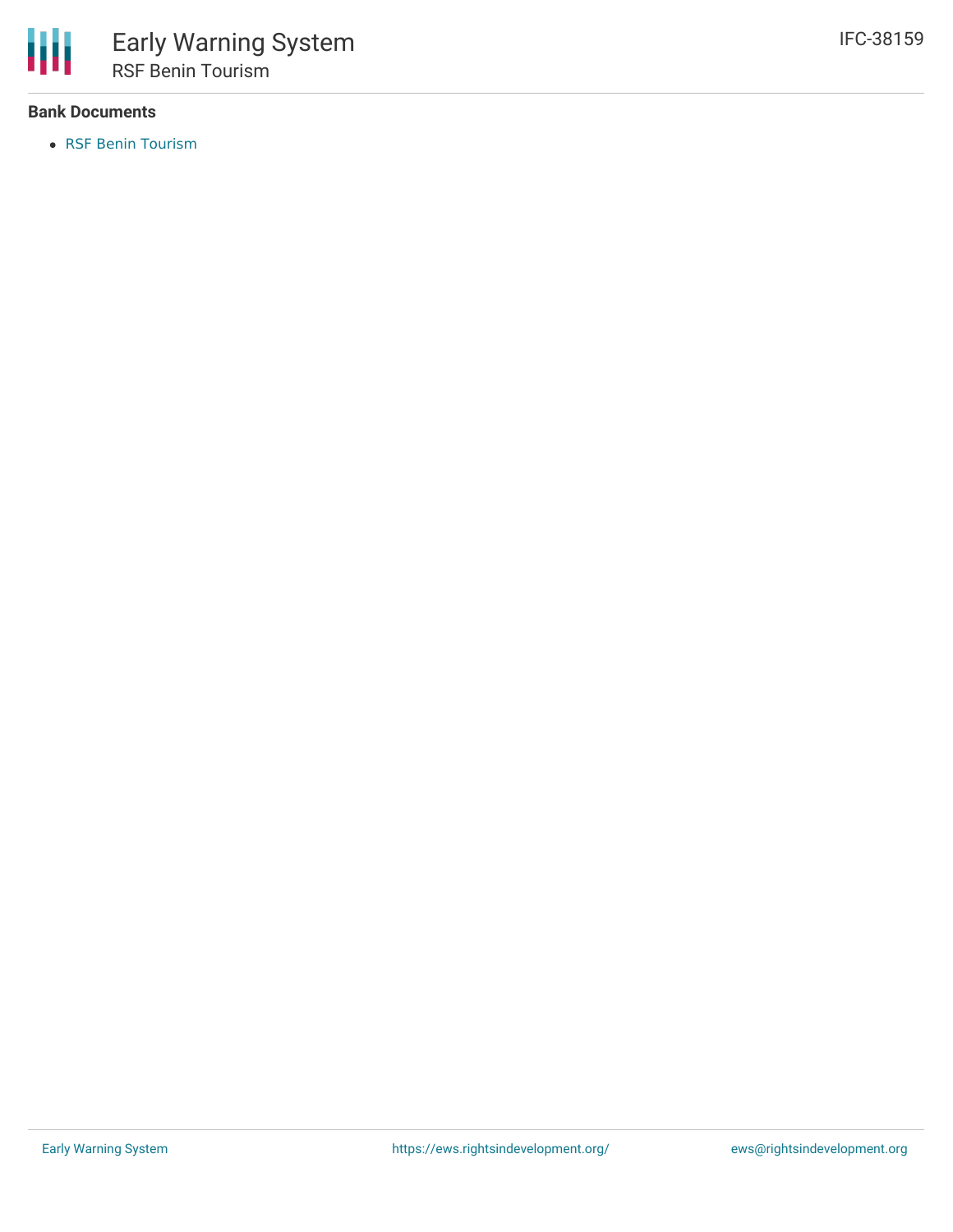**Bank Documents**

- RSF Benin Tourism